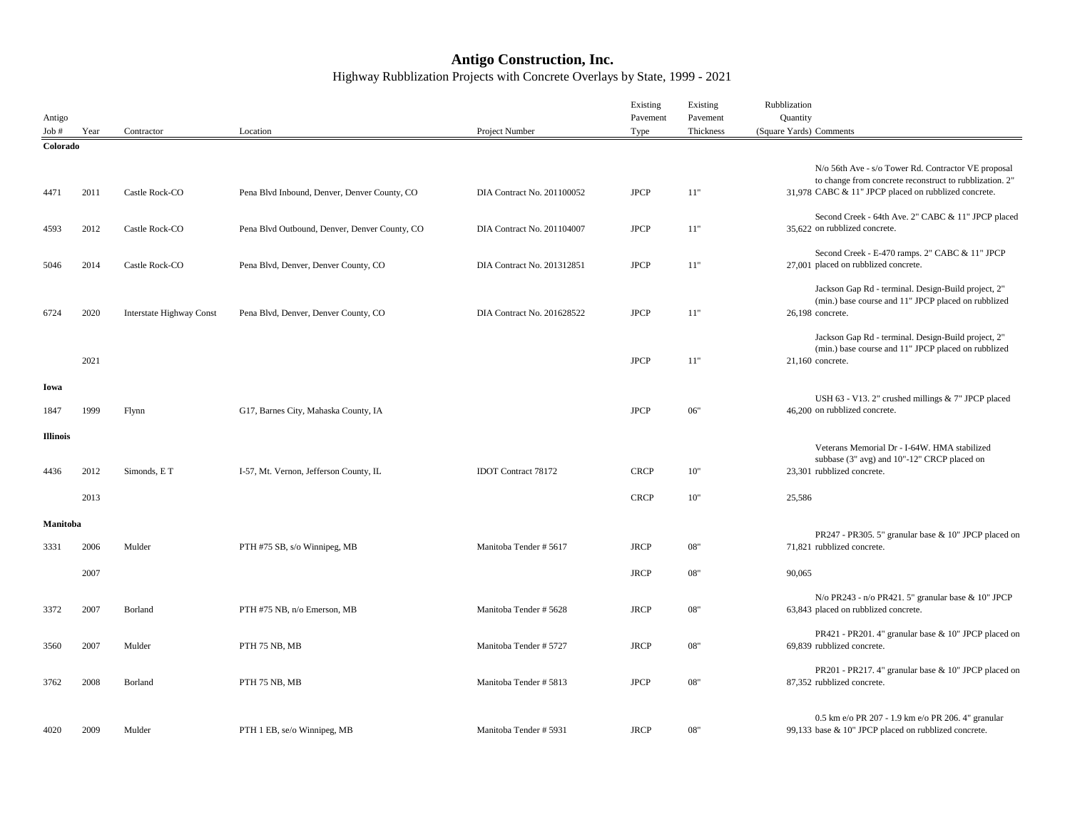# Antigo Construction, Inc.

Highway Rubblization Projects with Concrete Overlays by State, 1999 - 2021

| Antigo Job # | Year | Contractor | Location | Project Number | Existing Pavement Type | Existing Pavement Thickness | Rubblization Quantity (Square Yards) | Comments |
|---|---|---|---|---|---|---|---|---|
| **Colorado** | | | | | | | | |
| 4471 | 2011 | Castle Rock-CO | Pena Blvd Inbound, Denver, Denver County, CO | DIA Contract No. 201100052 | JPCP | 11" | 31,978 | N/o 56th Ave - s/o Tower Rd. Contractor VE proposal to change from concrete reconstruct to rubblization. 2" CABC & 11" JPCP placed on rubblized concrete. |
| 4593 | 2012 | Castle Rock-CO | Pena Blvd Outbound, Denver, Denver County, CO | DIA Contract No. 201104007 | JPCP | 11" | 35,622 | Second Creek - 64th Ave. 2" CABC & 11" JPCP placed on rubblized concrete. |
| 5046 | 2014 | Castle Rock-CO | Pena Blvd, Denver, Denver County, CO | DIA Contract No. 201312851 | JPCP | 11" | 27,001 | Second Creek - E-470 ramps. 2" CABC & 11" JPCP placed on rubblized concrete. |
| 6724 | 2020 | Interstate Highway Const | Pena Blvd, Denver, Denver County, CO | DIA Contract No. 201628522 | JPCP | 11" | 26,198 | Jackson Gap Rd - terminal. Design-Build project, 2" (min.) base course and 11" JPCP placed on rubblized concrete. |
| | 2021 | | | | JPCP | 11" | 21,160 | Jackson Gap Rd - terminal. Design-Build project, 2" (min.) base course and 11" JPCP placed on rubblized concrete. |
| **Iowa** | | | | | | | | |
| 1847 | 1999 | Flynn | G17, Barnes City, Mahaska County, IA | | JPCP | 06" | 46,200 | USH 63 - V13. 2" crushed millings & 7" JPCP placed on rubblized concrete. |
| **Illinois** | | | | | | | | |
| 4436 | 2012 | Simonds, E T | I-57, Mt. Vernon, Jefferson County, IL | IDOT Contract 78172 | CRCP | 10" | 23,301 | Veterans Memorial Dr - I-64W. HMA stabilized subbase (3" avg) and 10"-12" CRCP placed on rubblized concrete. |
| | 2013 | | | | CRCP | 10" | 25,586 | |
| **Manitoba** | | | | | | | | |
| 3331 | 2006 | Mulder | PTH #75 SB, s/o Winnipeg, MB | Manitoba Tender # 5617 | JRCP | 08" | 71,821 | PR247 - PR305. 5" granular base & 10" JPCP placed on rubblized concrete. |
| | 2007 | | | | JRCP | 08" | 90,065 | |
| 3372 | 2007 | Borland | PTH #75 NB, n/o Emerson, MB | Manitoba Tender # 5628 | JRCP | 08" | 63,843 | N/o PR243 - n/o PR421. 5" granular base & 10" JPCP placed on rubblized concrete. |
| 3560 | 2007 | Mulder | PTH 75 NB, MB | Manitoba Tender # 5727 | JRCP | 08" | 69,839 | PR421 - PR201. 4" granular base & 10" JPCP placed on rubblized concrete. |
| 3762 | 2008 | Borland | PTH 75 NB, MB | Manitoba Tender # 5813 | JPCP | 08" | 87,352 | PR201 - PR217. 4" granular base & 10" JPCP placed on rubblized concrete. |
| 4020 | 2009 | Mulder | PTH 1 EB, se/o Winnipeg, MB | Manitoba Tender # 5931 | JRCP | 08" | 99,133 | 0.5 km e/o PR 207 - 1.9 km e/o PR 206. 4" granular base & 10" JPCP placed on rubblized concrete. |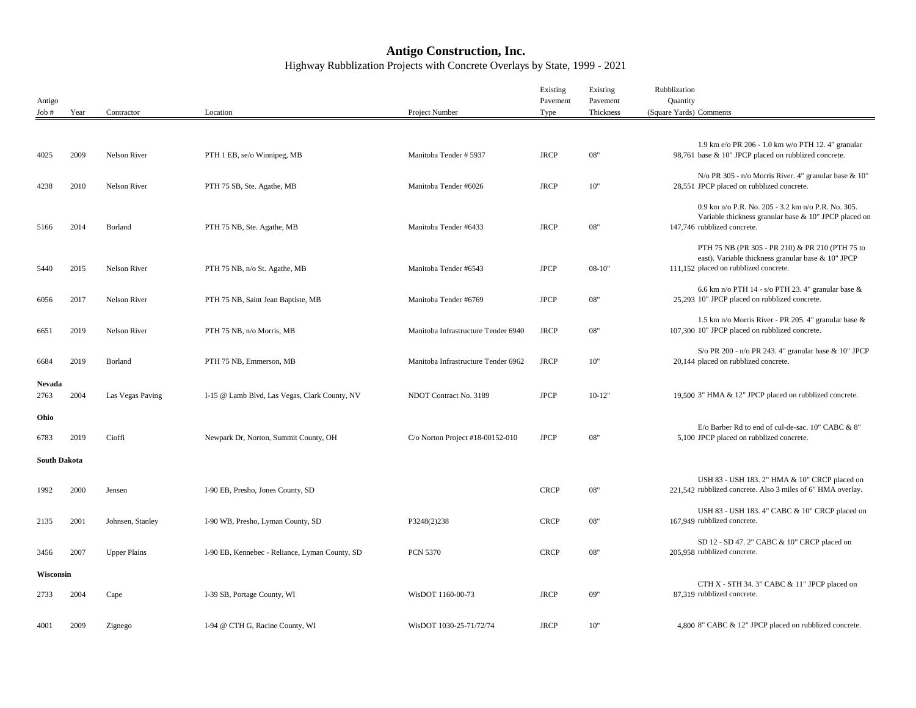# Antigo Construction, Inc.

Highway Rubblization Projects with Concrete Overlays by State, 1999 - 2021

| Antigo Job # | Year | Contractor | Location | Project Number | Existing Pavement Type | Existing Pavement Thickness | Rubblization Quantity (Square Yards) | Comments |
|---|---|---|---|---|---|---|---|---|
| 4025 | 2009 | Nelson River | PTH 1 EB, se/o Winnipeg, MB | Manitoba Tender # 5937 | JRCP | 08" | 98,761 | 1.9 km e/o PR 206 - 1.0 km w/o PTH 12. 4" granular base & 10" JPCP placed on rubblized concrete. |
| 4238 | 2010 | Nelson River | PTH 75 SB, Ste. Agathe, MB | Manitoba Tender #6026 | JRCP | 10" | 28,551 | N/o PR 305 - n/o Morris River. 4" granular base & 10" JPCP placed on rubblized concrete. |
| 5166 | 2014 | Borland | PTH 75 NB, Ste. Agathe, MB | Manitoba Tender #6433 | JRCP | 08" | 147,746 | 0.9 km n/o P.R. No. 205 - 3.2 km n/o P.R. No. 305. Variable thickness granular base & 10" JPCP placed on rubblized concrete. |
| 5440 | 2015 | Nelson River | PTH 75 NB, n/o St. Agathe, MB | Manitoba Tender #6543 | JPCP | 08-10" | 111,152 | PTH 75 NB (PR 305 - PR 210) & PR 210 (PTH 75 to east). Variable thickness granular base & 10" JPCP placed on rubblized concrete. |
| 6056 | 2017 | Nelson River | PTH 75 NB, Saint Jean Baptiste, MB | Manitoba Tender #6769 | JPCP | 08" | 25,293 | 6.6 km n/o PTH 14 - s/o PTH 23. 4" granular base & 10" JPCP placed on rubblized concrete. |
| 6651 | 2019 | Nelson River | PTH 75 NB, n/o Morris, MB | Manitoba Infrastructure Tender 6940 | JRCP | 08" | 107,300 | 1.5 km n/o Morris River - PR 205. 4" granular base & 10" JPCP placed on rubblized concrete. |
| 6684 | 2019 | Borland | PTH 75 NB, Emmerson, MB | Manitoba Infrastructure Tender 6962 | JRCP | 10" | 20,144 | S/o PR 200 - n/o PR 243. 4" granular base & 10" JPCP placed on rubblized concrete. |
| **Nevada** | | | | | | | | |
| 2763 | 2004 | Las Vegas Paving | I-15 @ Lamb Blvd, Las Vegas, Clark County, NV | NDOT Contract No. 3189 | JPCP | 10-12" | 19,500 | 3" HMA & 12" JPCP placed on rubblized concrete. |
| **Ohio** | | | | | | | | |
| 6783 | 2019 | Cioffi | Newpark Dr, Norton, Summit County, OH | C/o Norton Project #18-00152-010 | JPCP | 08" | 5,100 | E/o Barber Rd to end of cul-de-sac. 10" CABC & 8" JPCP placed on rubblized concrete. |
| **South Dakota** | | | | | | | | |
| 1992 | 2000 | Jensen | I-90 EB, Presho, Jones County, SD | | CRCP | 08" | 221,542 | USH 83 - USH 183. 2" HMA & 10" CRCP placed on rubblized concrete. Also 3 miles of 6" HMA overlay. |
| 2135 | 2001 | Johnsen, Stanley | I-90 WB, Presho, Lyman County, SD | P3248(2)238 | CRCP | 08" | 167,949 | USH 83 - USH 183. 4" CABC & 10" CRCP placed on rubblized concrete. |
| 3456 | 2007 | Upper Plains | I-90 EB, Kennebec - Reliance, Lyman County, SD | PCN 5370 | CRCP | 08" | 205,958 | SD 12 - SD 47. 2" CABC & 10" CRCP placed on rubblized concrete. |
| **Wisconsin** | | | | | | | | |
| 2733 | 2004 | Cape | I-39 SB, Portage County, WI | WisDOT 1160-00-73 | JRCP | 09" | 87,319 | CTH X - STH 34. 3" CABC & 11" JPCP placed on rubblized concrete. |
| 4001 | 2009 | Zignego | I-94 @ CTH G, Racine County, WI | WisDOT 1030-25-71/72/74 | JRCP | 10" | 4,800 | 8" CABC & 12" JPCP placed on rubblized concrete. |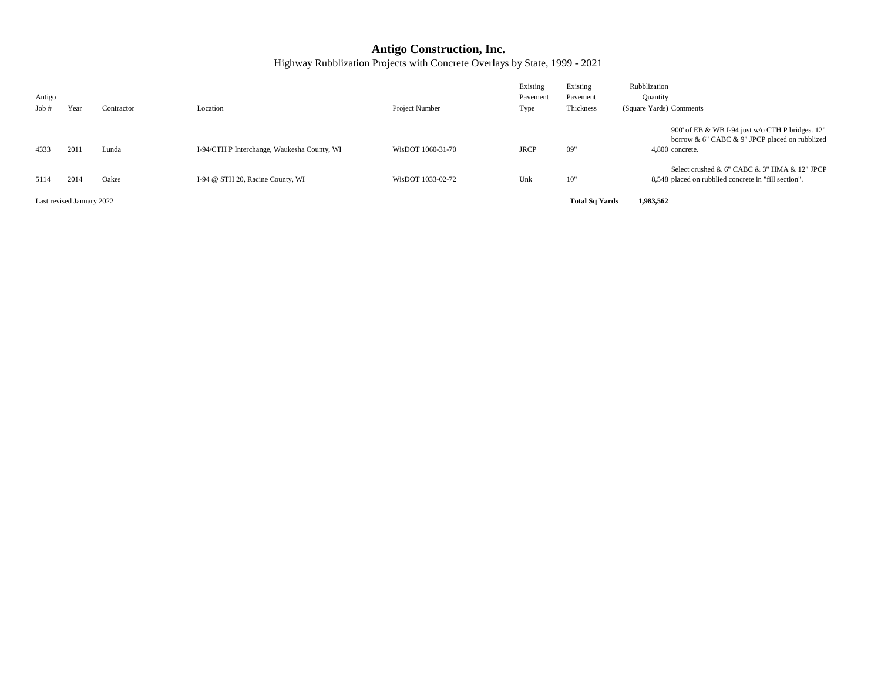# Antigo Construction, Inc.

Highway Rubblization Projects with Concrete Overlays by State, 1999 - 2021

| Antigo Job # | Year | Contractor | Location | Project Number | Existing Pavement Type | Existing Pavement Thickness | Rubblization Quantity (Square Yards) | Comments |
|---|---|---|---|---|---|---|---|---|
| 4333 | 2011 | Lunda | I-94/CTH P Interchange, Waukesha County, WI | WisDOT 1060-31-70 | JRCP | 09" | 4,800 | 900' of EB & WB I-94 just w/o CTH P bridges. 12" borrow & 6" CABC & 9" JPCP placed on rubblized concrete. |
| 5114 | 2014 | Oakes | I-94 @ STH 20, Racine County, WI | WisDOT 1033-02-72 | Unk | 10" | 8,548 | Select crushed & 6" CABC & 3" HMA & 12" JPCP placed on rubblied concrete in "fill section". |
| Last revised January 2022 | | | | | | **Total Sq Yards** | **1,983,562** | |